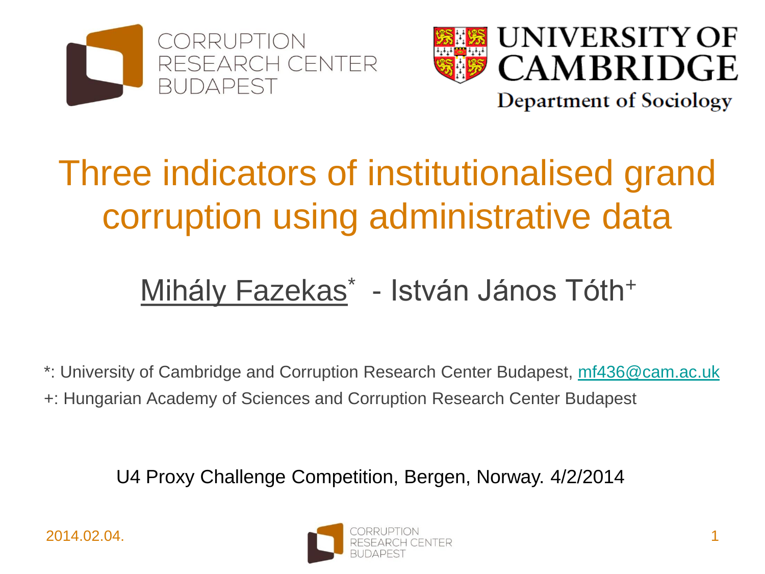CORRUPTION RESEARCH CENTER BUDAPEST

UNIVERSITY OF CAMBRIDGE
Department of Sociology

# Three indicators of institutionalised grand corruption using administrative data

Mihály Fazekas* - István János Tóth+

*: University of Cambridge and Corruption Research Center Budapest, mf436@cam.ac.uk

+: Hungarian Academy of Sciences and Corruption Research Center Budapest

U4 Proxy Challenge Competition, Bergen, Norway. 4/2/2014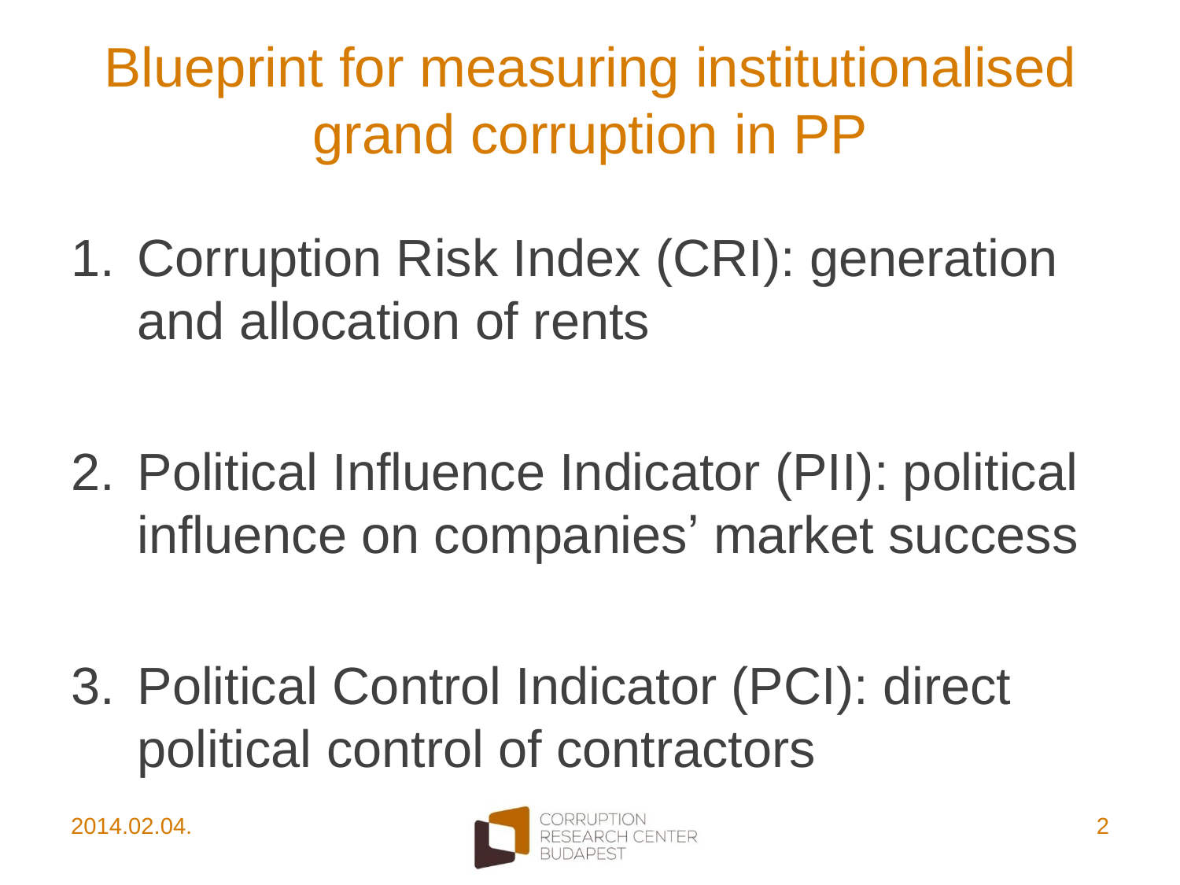# Blueprint for measuring institutionalised grand corruption in PP

1. Corruption Risk Index (CRI): generation and allocation of rents

2. Political Influence Indicator (PII): political influence on companies' market success

3. Political Control Indicator (PCI): direct political control of contractors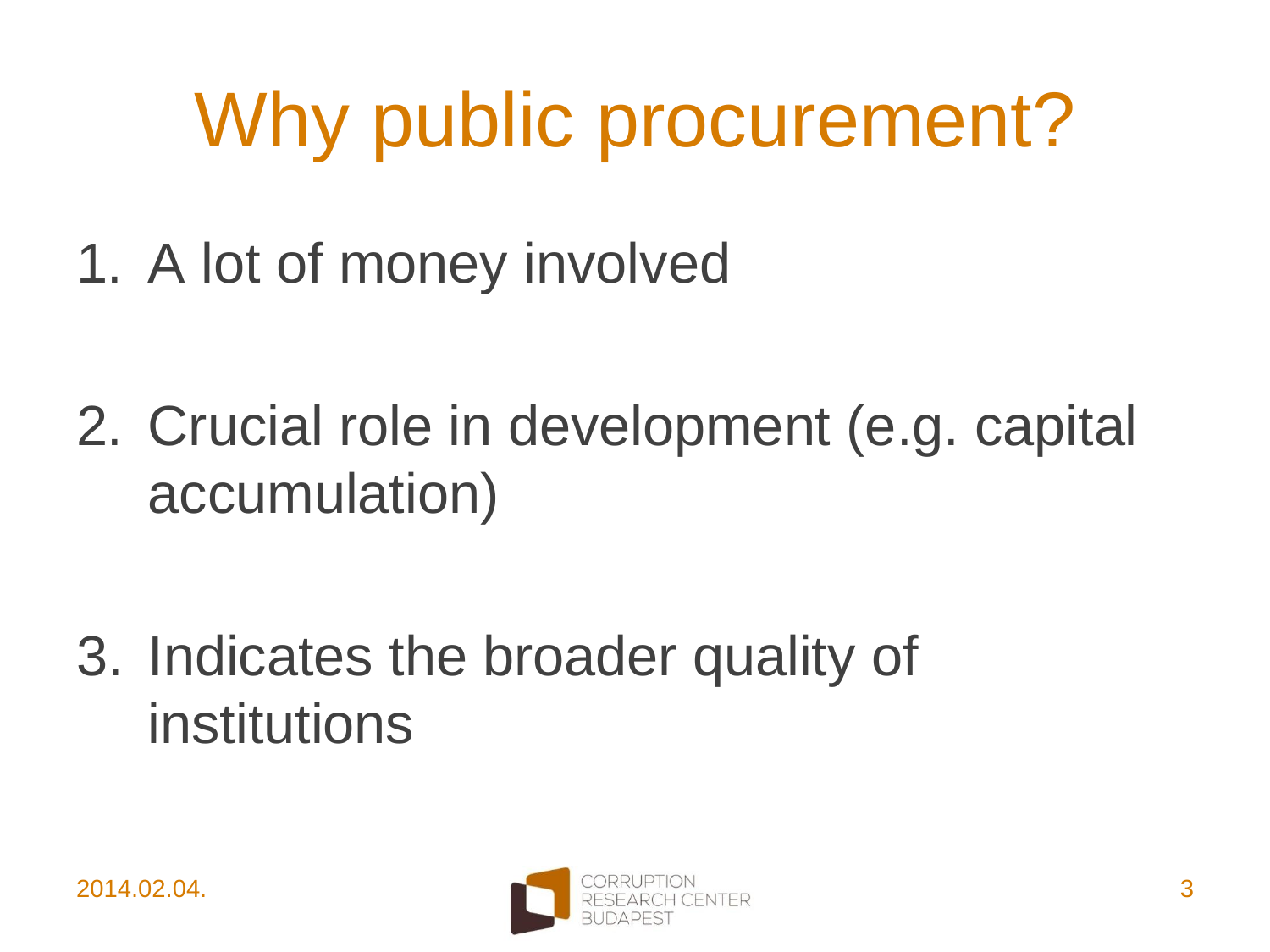# Why public procurement?

1. A lot of money involved

2. Crucial role in development (e.g. capital accumulation)

3. Indicates the broader quality of institutions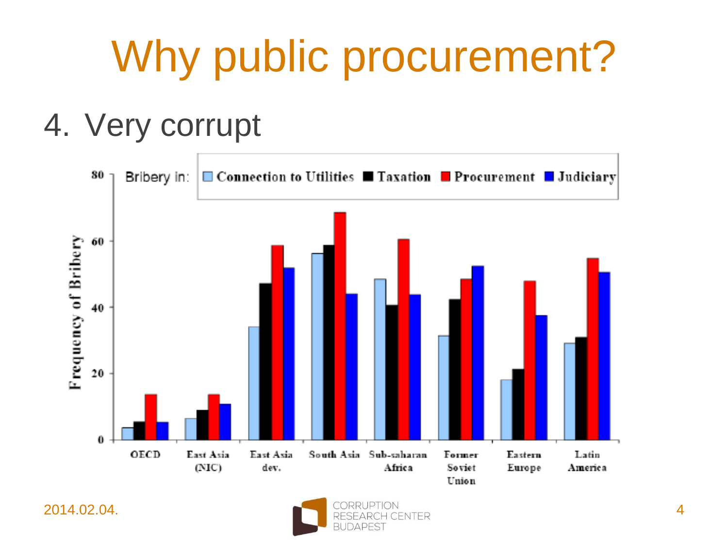# Why public procurement?

4. Very corrupt

Bribery in: Connection to Utilities, Taxation, Procurement, Judiciary

Frequency of Bribery

| | Connection to Utilities | Taxation | Procurement | Judiciary |
|---|---|---|---|---|
| OECD | 4 | 5 | 14 | 5 |
| East Asia (NIC) | 6 | 9 | 14 | 11 |
| East Asia dev. | 34 | 47 | 59 | 52 |
| South Asia | 56 | 59 | 69 | 44 |
| Sub-saharan Africa | 48 | 40 | 60 | 44 |
| Former Soviet Union | 31 | 42 | 48 | 52 |
| Eastern Europe | 18 | 21 | 48 | 37 |
| Latin America | 29 | 31 | 55 | 50 |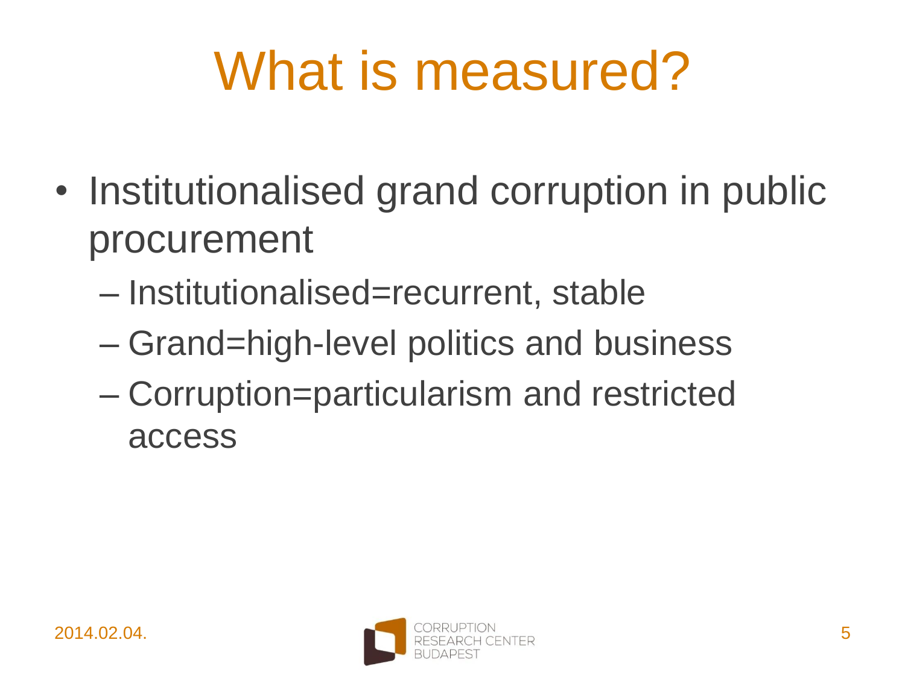# What is measured?

- Institutionalised grand corruption in public procurement
  - Institutionalised=recurrent, stable
  - Grand=high-level politics and business
  - Corruption=particularism and restricted access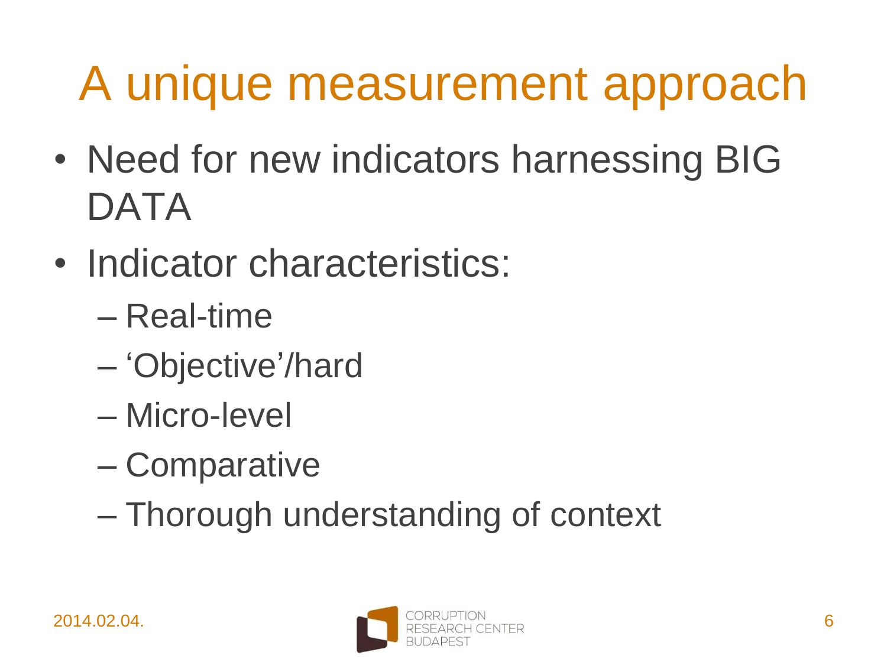# A unique measurement approach

- Need for new indicators harnessing BIG DATA
- Indicator characteristics:
  - Real-time
  - 'Objective'/hard
  - Micro-level
  - Comparative
  - Thorough understanding of context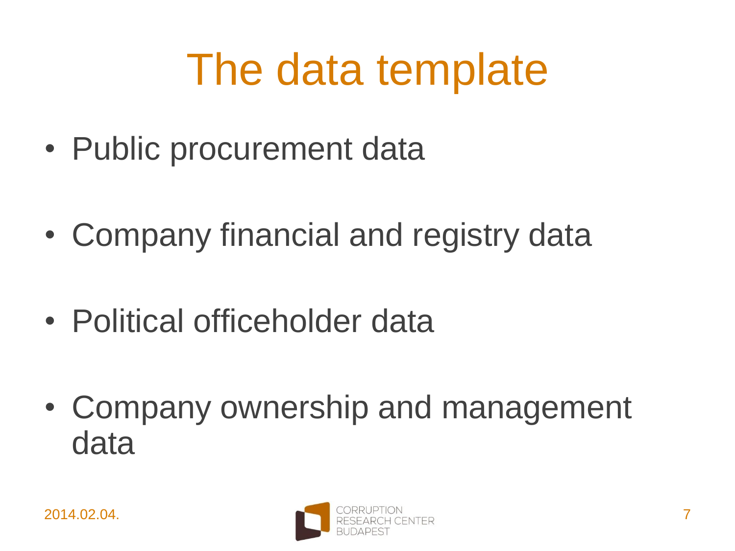# The data template

- Public procurement data
- Company financial and registry data
- Political officeholder data
- Company ownership and management data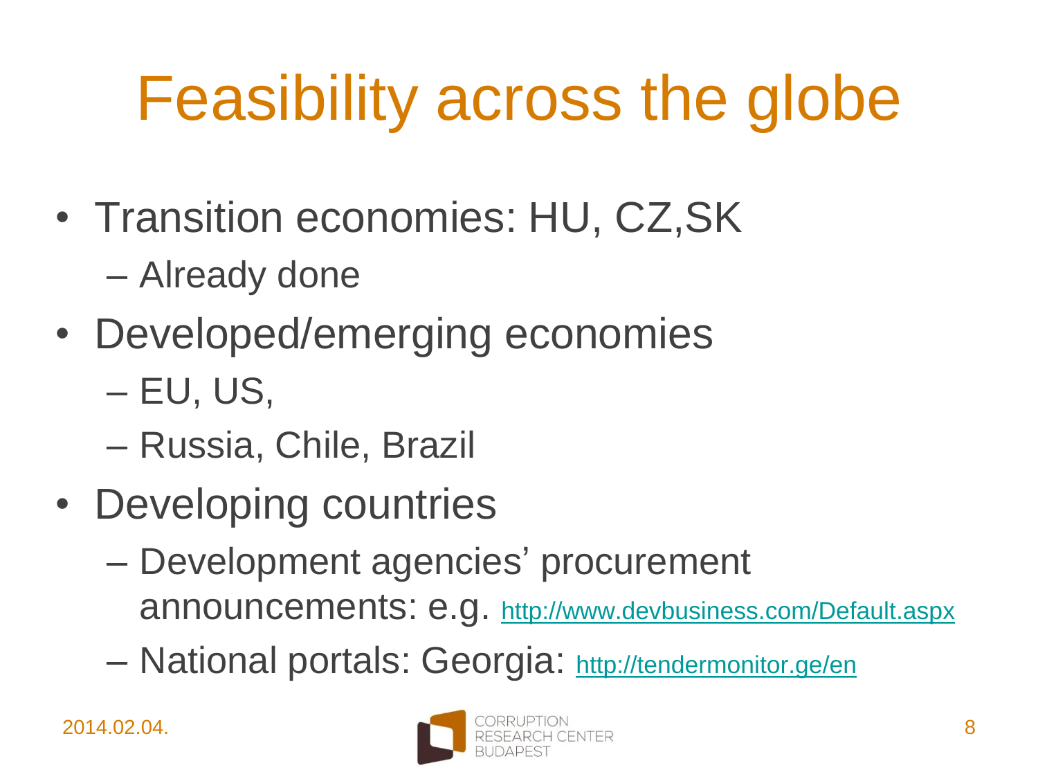# Feasibility across the globe

- Transition economies: HU, CZ,SK
  - Already done
- Developed/emerging economies
  - EU, US,
  - Russia, Chile, Brazil
- Developing countries
  - Development agencies' procurement announcements: e.g. http://www.devbusiness.com/Default.aspx
  - National portals: Georgia: http://tendermonitor.ge/en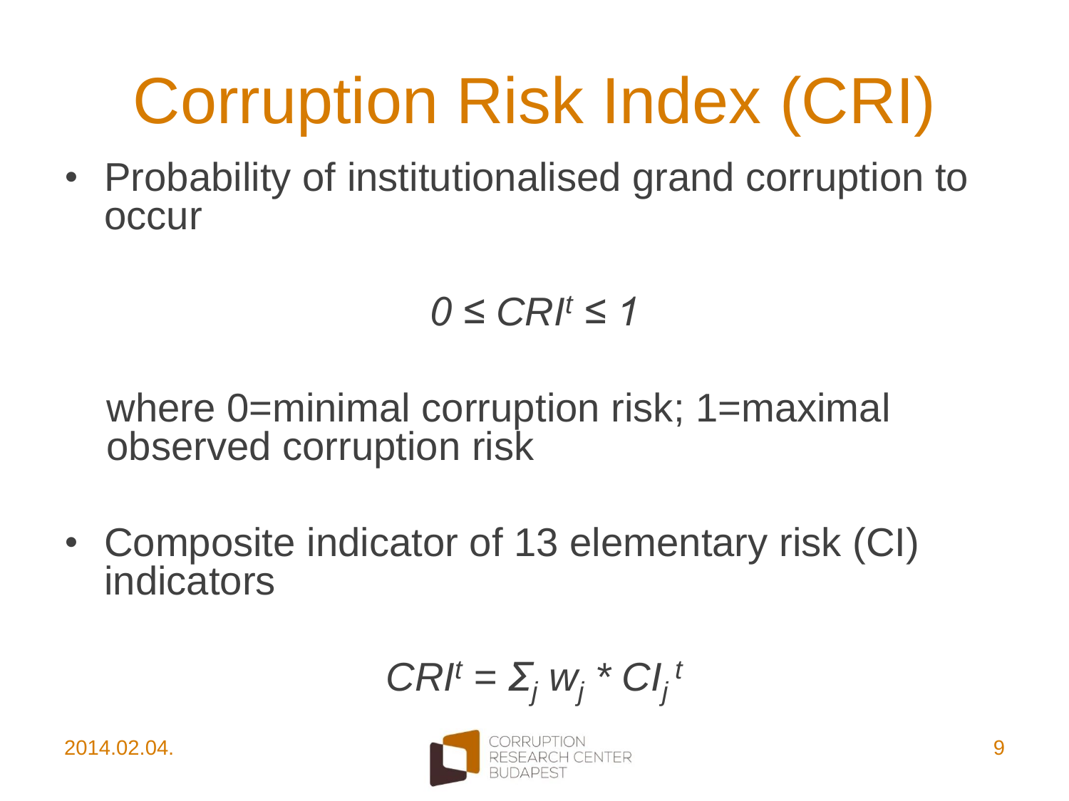# Corruption Risk Index (CRI)

- Probability of institutionalised grand corruption to occur

$$0 \leq CRI^t \leq 1$$

where 0=minimal corruption risk; 1=maximal observed corruption risk

- Composite indicator of 13 elementary risk (CI) indicators

$$CRI^t = \Sigma_j \, w_j * CI_j^{\,t}$$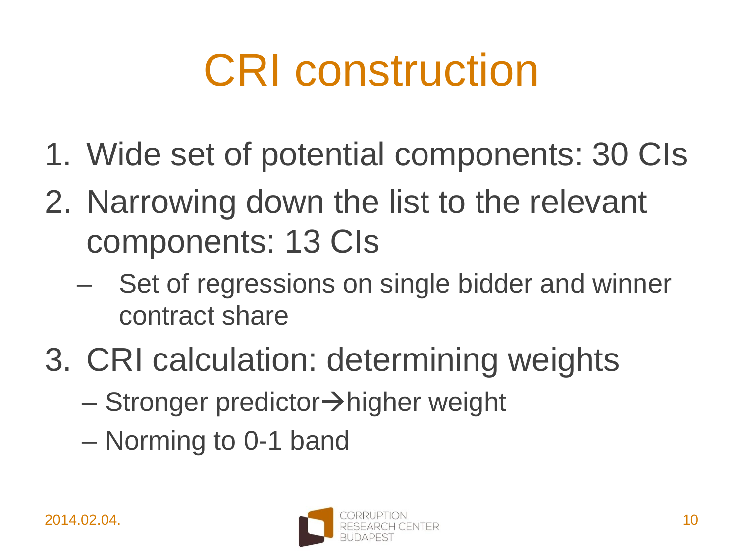# CRI construction

1. Wide set of potential components: 30 CIs
2. Narrowing down the list to the relevant components: 13 CIs
   - Set of regressions on single bidder and winner contract share
3. CRI calculation: determining weights
   - Stronger predictor→higher weight
   - Norming to 0-1 band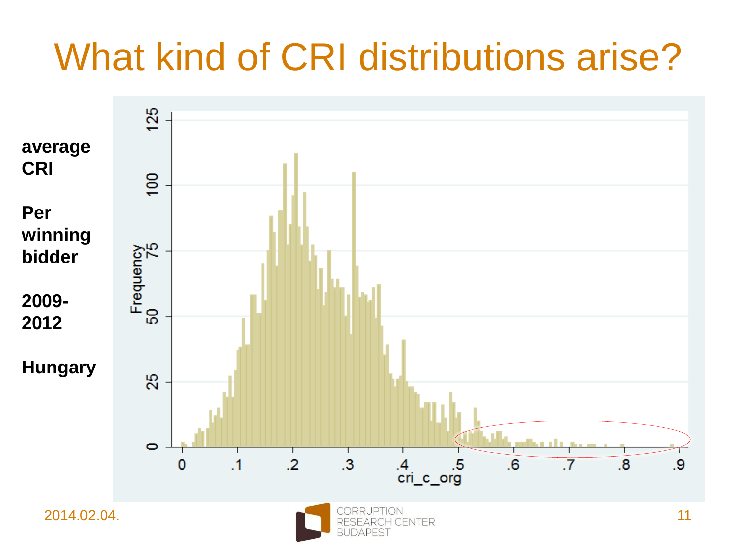# What kind of CRI distributions arise?

**average CRI**

**Per winning bidder**

**2009-2012**

**Hungary**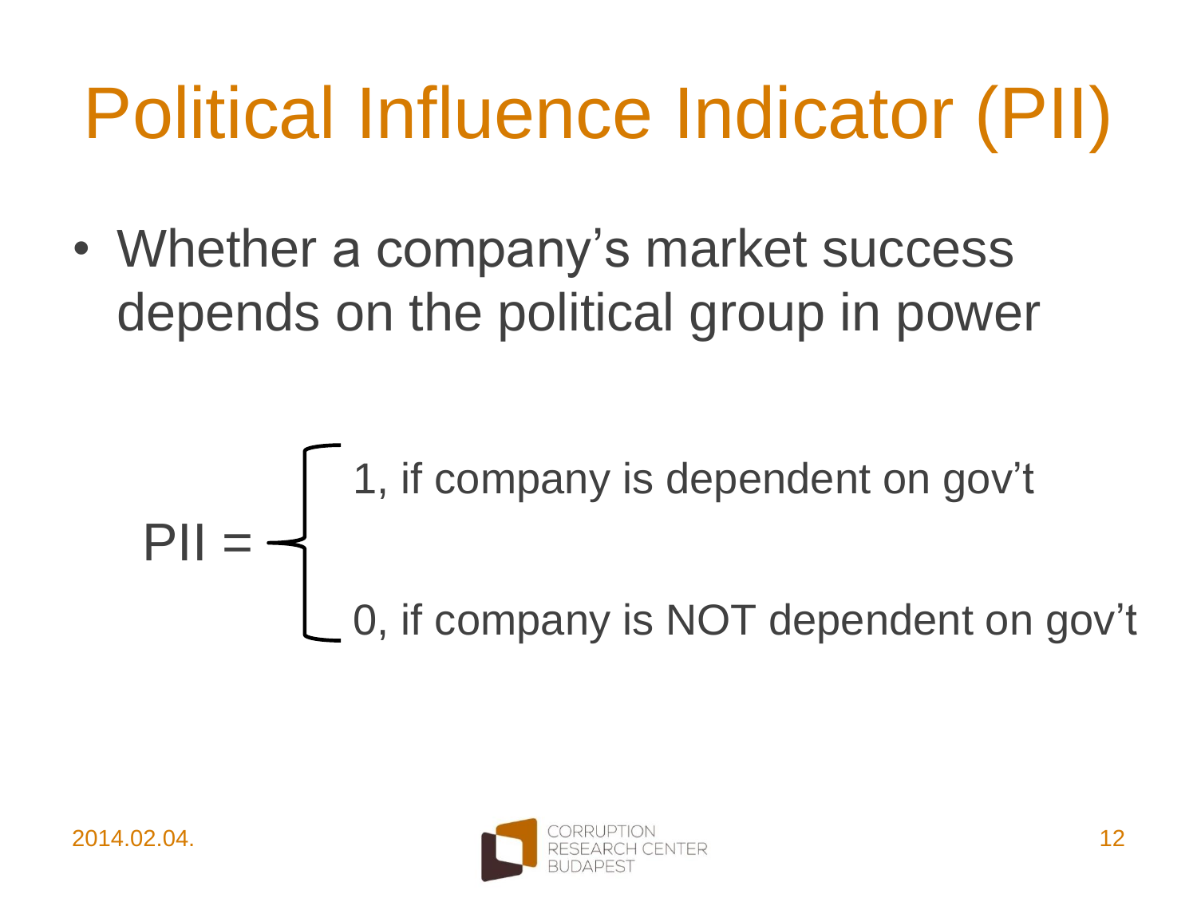# Political Influence Indicator (PII)

- Whether a company's market success depends on the political group in power

$$
PII = \begin{cases} 1, & \text{if company is dependent on gov't} \\ 0, & \text{if company is NOT dependent on gov't} \end{cases}
$$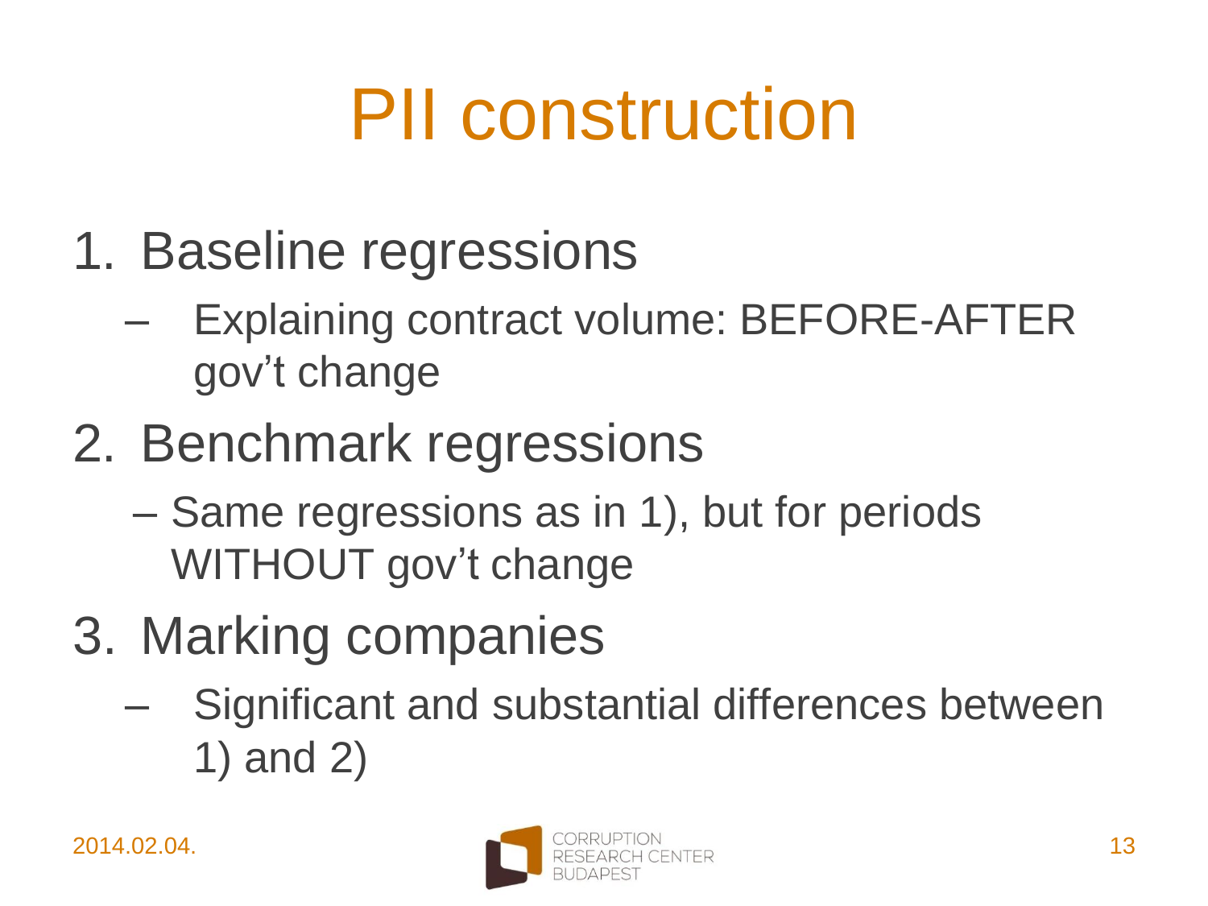# PII construction

1. Baseline regressions
   - Explaining contract volume: BEFORE-AFTER gov't change
2. Benchmark regressions
   - Same regressions as in 1), but for periods WITHOUT gov't change
3. Marking companies
   - Significant and substantial differences between 1) and 2)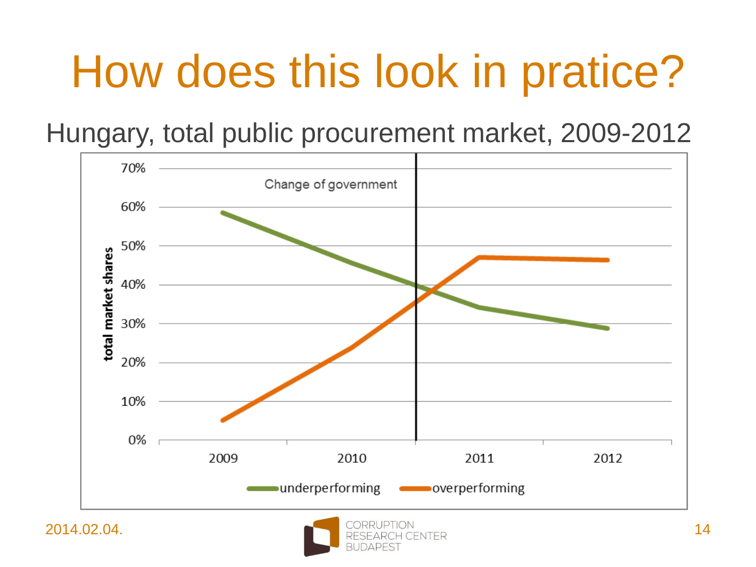# How does this look in pratice?

Hungary, total public procurement market, 2009-2012

Change of government

total market shares

70%
60%
50%
40%
30%
20%
10%
0%

2009 2010 2011 2012

underperforming overperforming

2014.02.04.

CORRUPTION RESEARCH CENTER BUDAPEST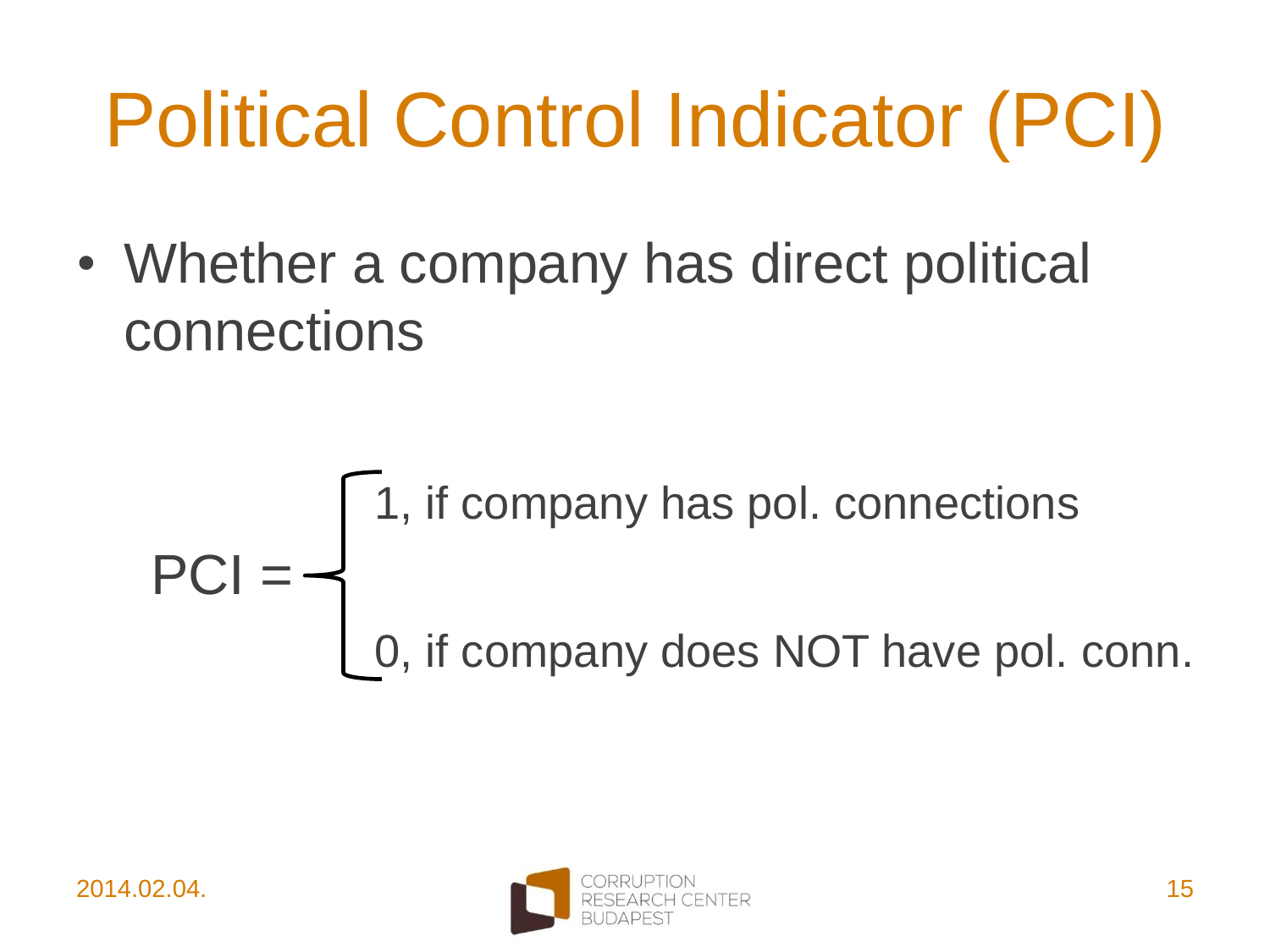# Political Control Indicator (PCI)

- Whether a company has direct political connections

$$
PCI = \begin{cases} 1, \text{ if company has pol. connections} \\ 0, \text{ if company does NOT have pol. conn.} \end{cases}
$$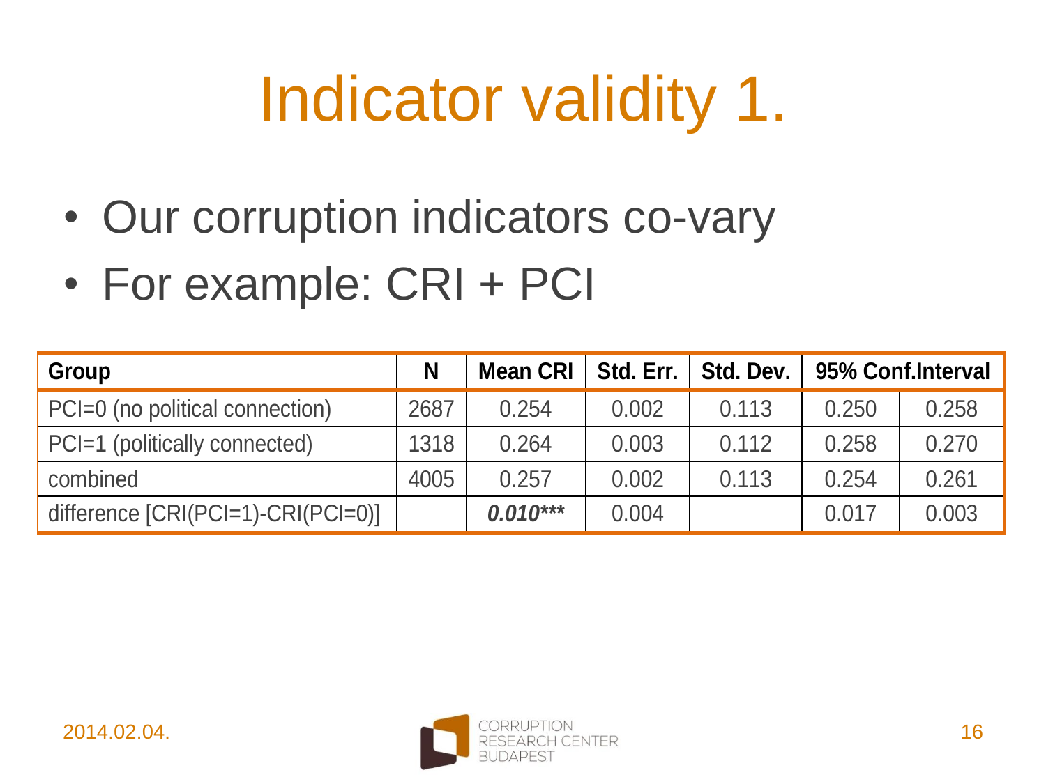# Indicator validity 1.

- Our corruption indicators co-vary
- For example: CRI + PCI

| Group | N | Mean CRI | Std. Err. | Std. Dev. | 95% Conf.Interval | |
|---|---|---|---|---|---|---|
| PCI=0 (no political connection) | 2687 | 0.254 | 0.002 | 0.113 | 0.250 | 0.258 |
| PCI=1 (politically connected) | 1318 | 0.264 | 0.003 | 0.112 | 0.258 | 0.270 |
| combined | 4005 | 0.257 | 0.002 | 0.113 | 0.254 | 0.261 |
| difference [CRI(PCI=1)-CRI(PCI=0)] | | ***0.010**** | 0.004 | | 0.017 | 0.003 |

2014.02.04.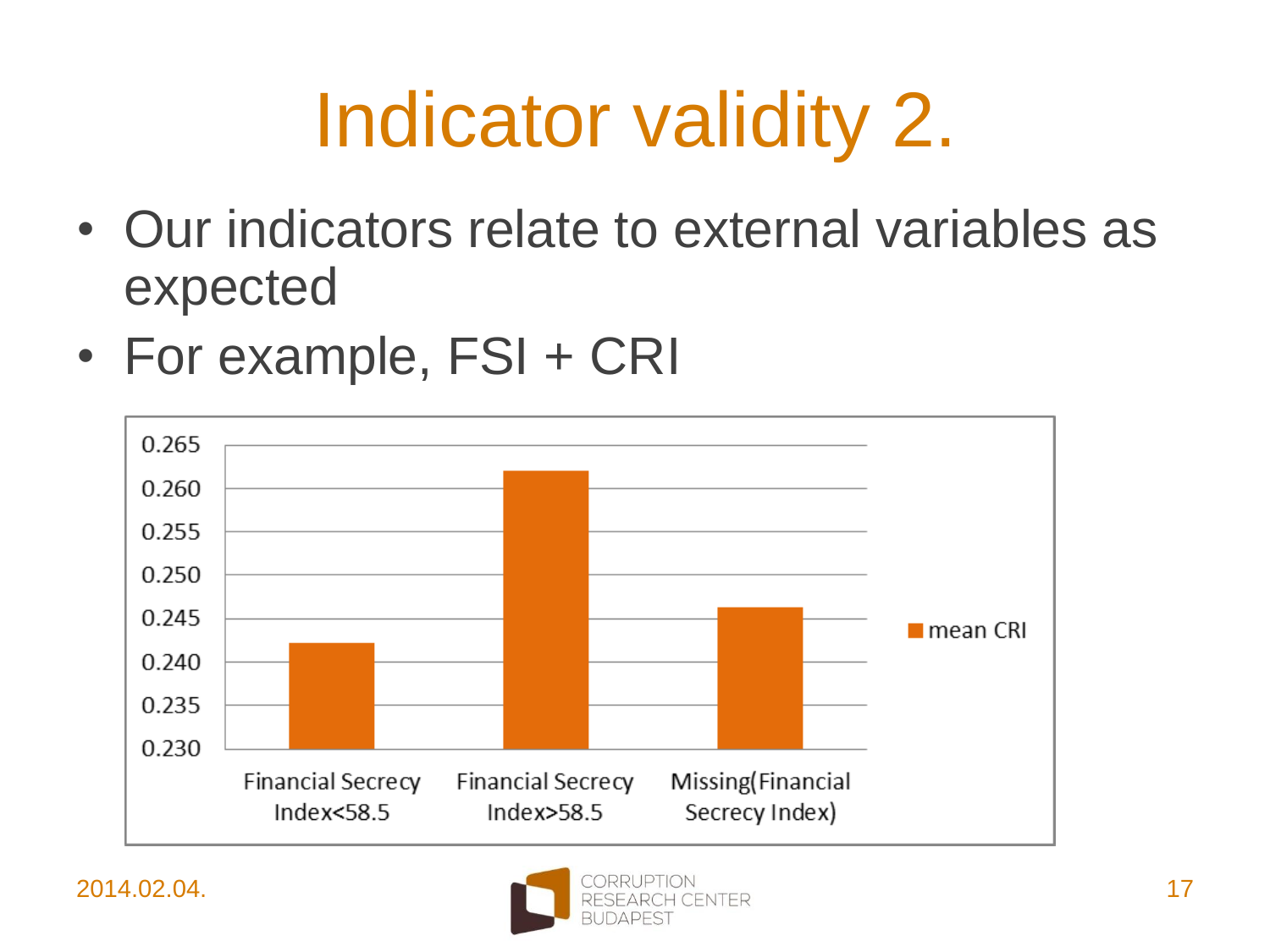# Indicator validity 2.

- Our indicators relate to external variables as expected
- For example, FSI + CRI

| | mean CRI |
|---|---|
| Financial Secrecy Index<58.5 | ~0.242 |
| Financial Secrecy Index>58.5 | ~0.262 |
| Missing(Financial Secrecy Index) | ~0.246 |

2014.02.04.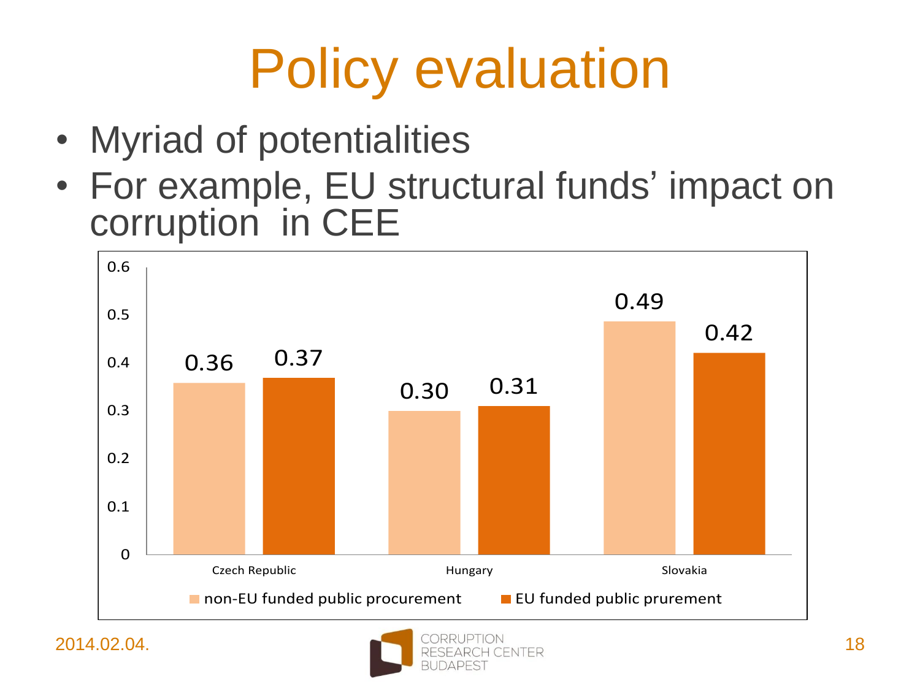# Policy evaluation

- Myriad of potentialities
- For example, EU structural funds' impact on corruption  in CEE

| | non-EU funded public procurement | EU funded public pruement |
|---|---|---|
| Czech Republic | 0.36 | 0.37 |
| Hungary | 0.30 | 0.31 |
| Slovakia | 0.49 | 0.42 |

2014.02.04.

CORRUPTION RESEARCH CENTER BUDAPEST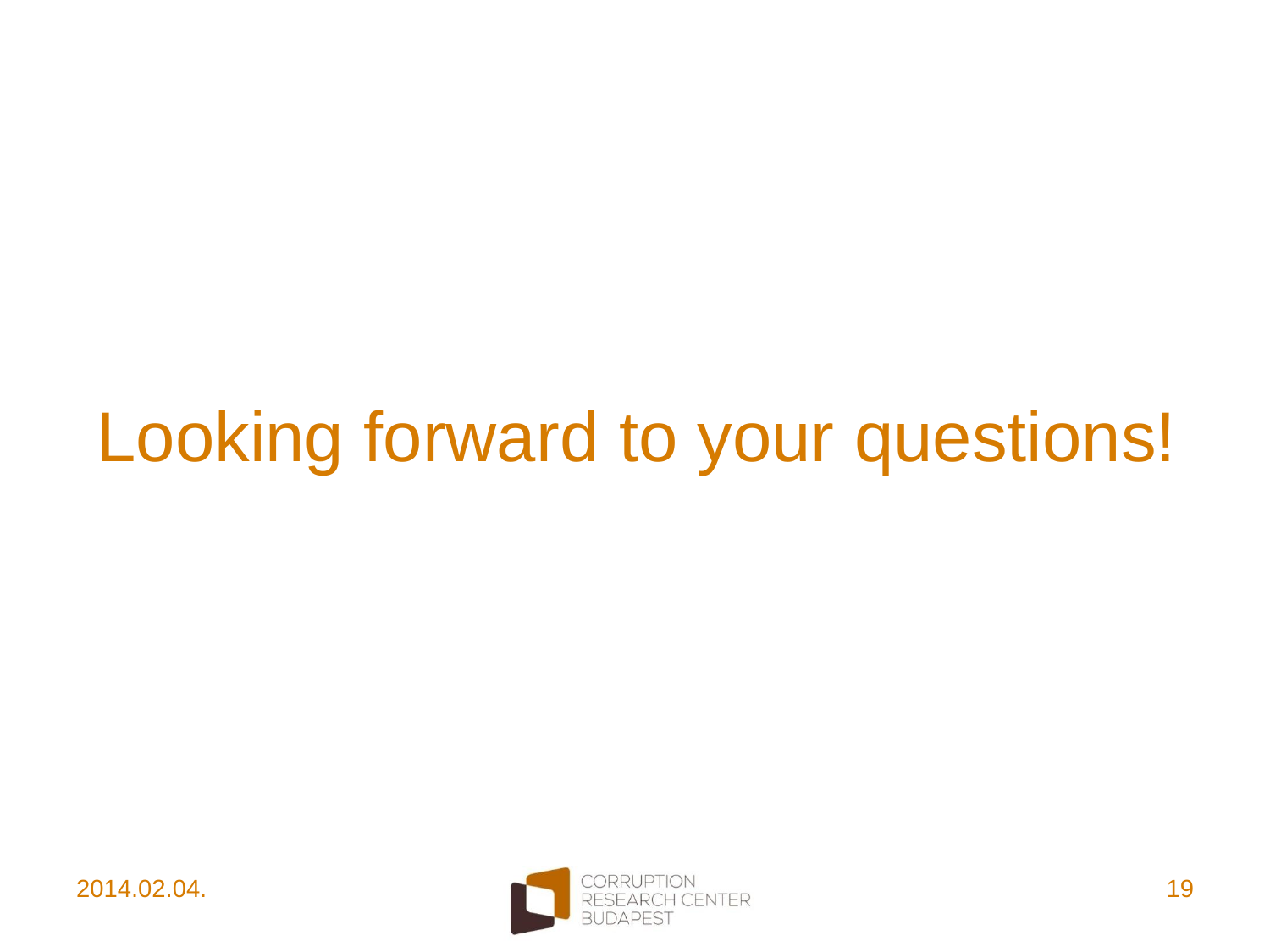# Looking forward to your questions!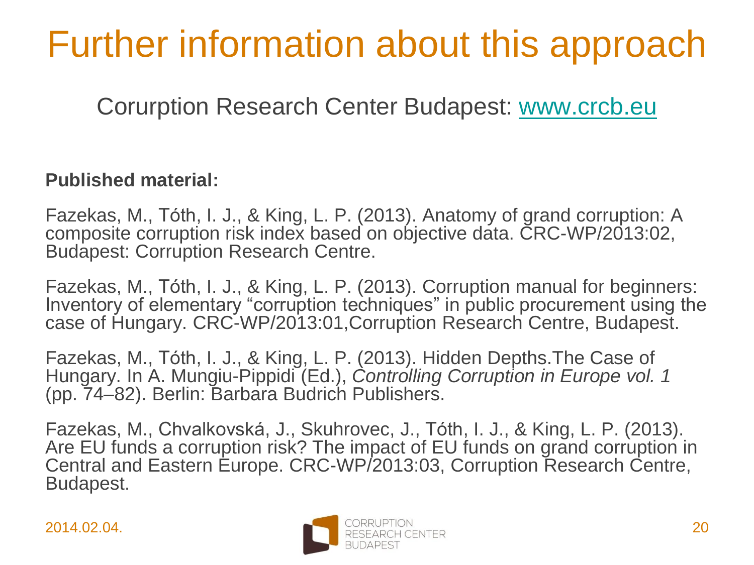# Further information about this approach

Corurption Research Center Budapest: [www.crcb.eu](http://www.crcb.eu)

**Published material:**

Fazekas, M., Tóth, I. J., & King, L. P. (2013). Anatomy of grand corruption: A composite corruption risk index based on objective data. CRC-WP/2013:02, Budapest: Corruption Research Centre.

Fazekas, M., Tóth, I. J., & King, L. P. (2013). Corruption manual for beginners: Inventory of elementary "corruption techniques" in public procurement using the case of Hungary. CRC-WP/2013:01,Corruption Research Centre, Budapest.

Fazekas, M., Tóth, I. J., & King, L. P. (2013). Hidden Depths.The Case of Hungary. In A. Mungiu-Pippidi (Ed.), *Controlling Corruption in Europe vol. 1* (pp. 74–82). Berlin: Barbara Budrich Publishers.

Fazekas, M., Chvalkovská, J., Skuhrovec, J., Tóth, I. J., & King, L. P. (2013). Are EU funds a corruption risk? The impact of EU funds on grand corruption in Central and Eastern Europe. CRC-WP/2013:03, Corruption Research Centre, Budapest.

2014.02.04.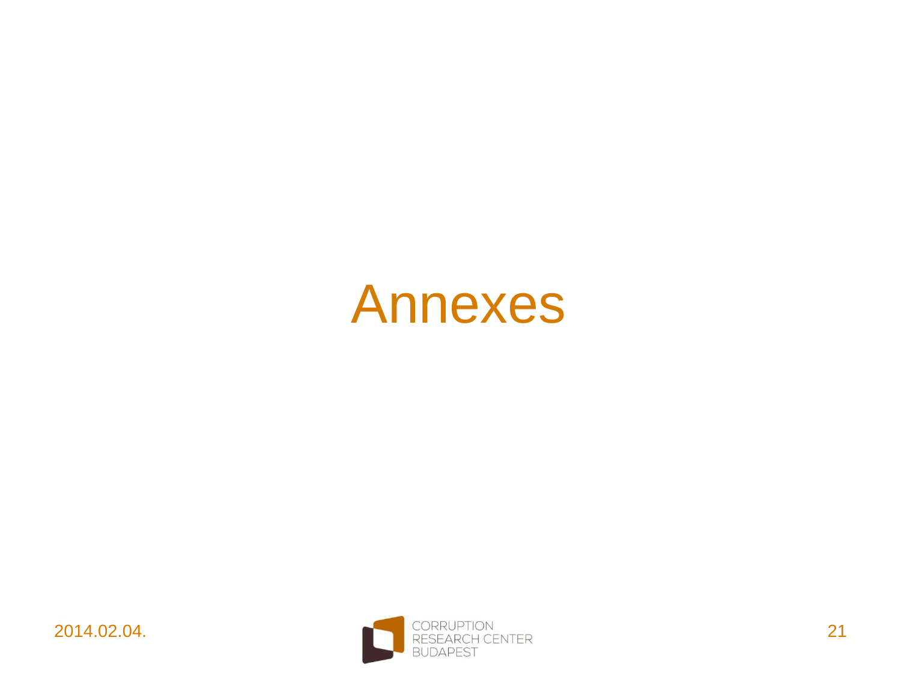# Annexes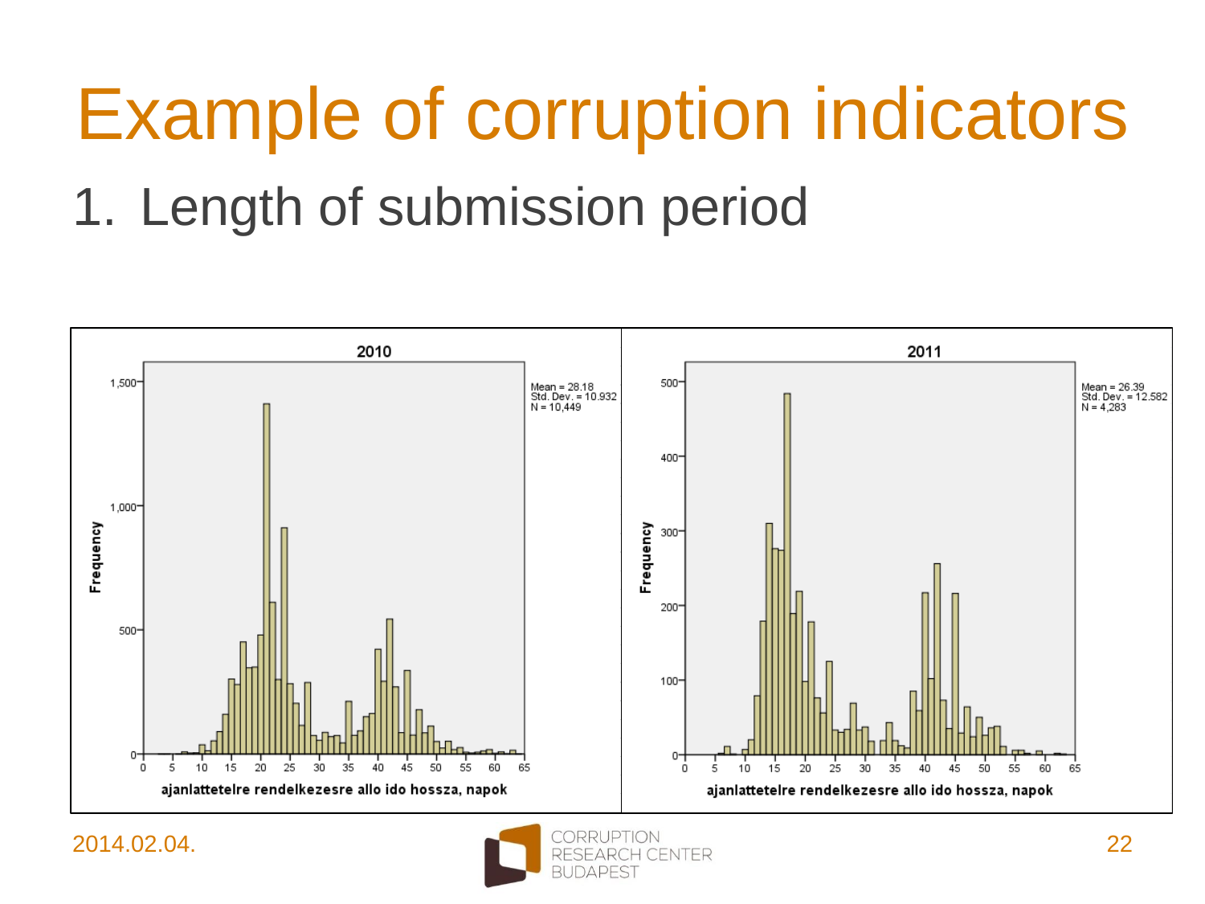# Example of corruption indicators

1. Length of submission period

2010

Mean = 28.18
Std. Dev. = 10.932
N = 10,449

2011

Mean = 26.39
Std. Dev. = 12.582
N = 4,283

ajanlattetelre rendelkezesre allo ido hossza, napok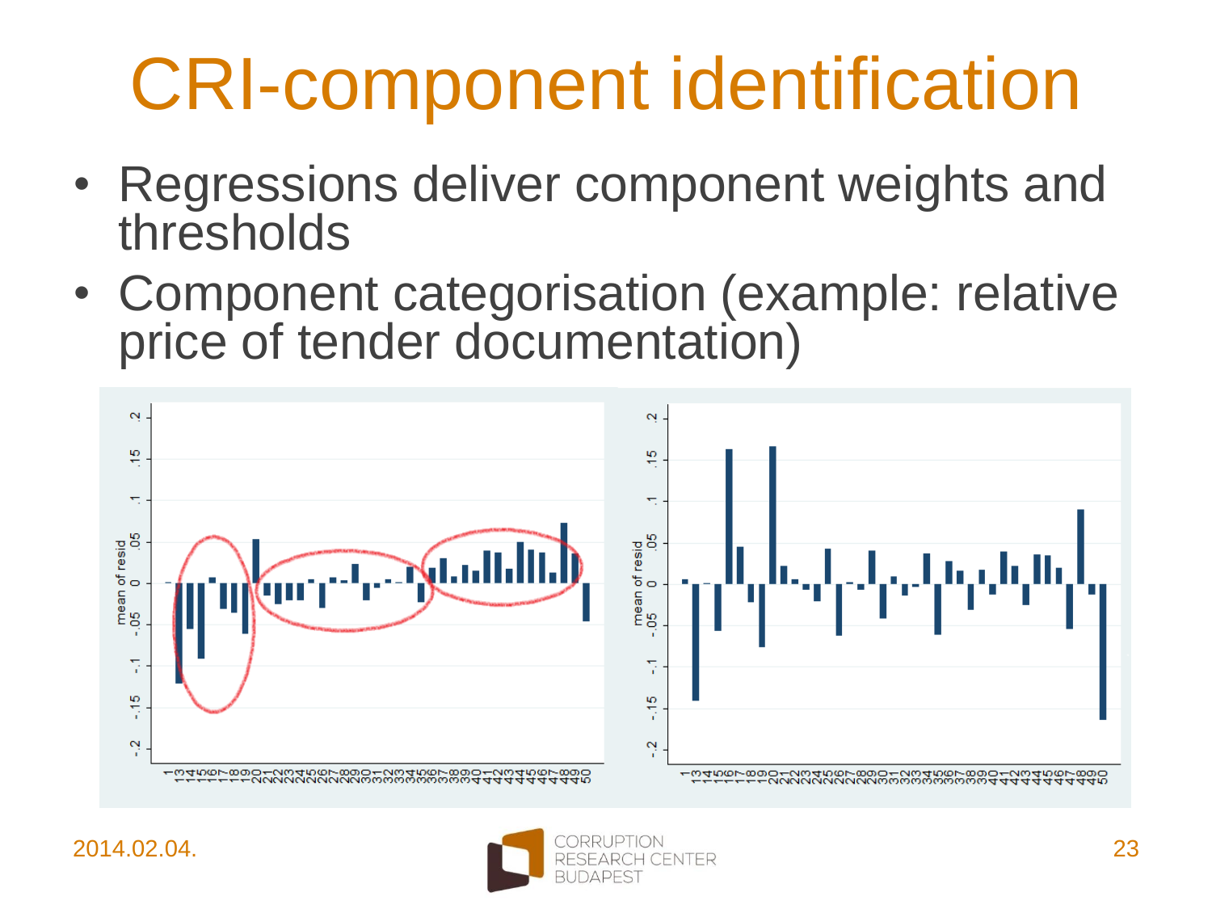# CRI-component identification

- Regressions deliver component weights and thresholds
- Component categorisation (example: relative price of tender documentation)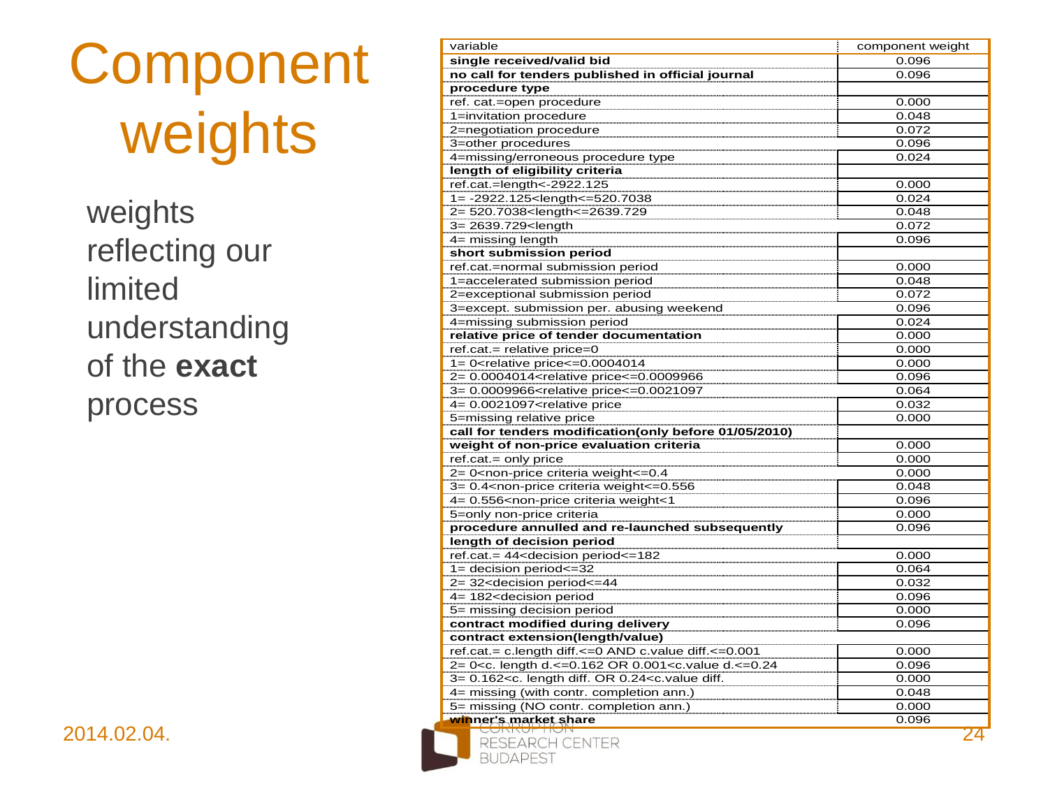# Component weights

weights reflecting our limited understanding of the **exact** process

| variable | component weight |
|---|---|
| **single received/valid bid** | 0.096 |
| **no call for tenders published in official journal** | 0.096 |
| **procedure type** | |
| ref. cat.=open procedure | 0.000 |
| 1=invitation procedure | 0.048 |
| 2=negotiation procedure | 0.072 |
| 3=other procedures | 0.096 |
| 4=missing/erroneous procedure type | 0.024 |
| **length of eligibility criteria** | |
| ref.cat.=length<-2922.125 | 0.000 |
| 1= -2922.125<length<=520.7038 | 0.024 |
| 2= 520.7038<length<=2639.729 | 0.048 |
| 3= 2639.729<length | 0.072 |
| 4= missing length | 0.096 |
| **short submission period** | |
| ref.cat.=normal submission period | 0.000 |
| 1=accelerated submission period | 0.048 |
| 2=exceptional submission period | 0.072 |
| 3=except. submission per. abusing weekend | 0.096 |
| 4=missing submission period | 0.024 |
| **relative price of tender documentation** | 0.000 |
| ref.cat.= relative price=0 | 0.000 |
| 1= 0<relative price<=0.0004014 | 0.000 |
| 2= 0.0004014<relative price<=0.0009966 | 0.096 |
| 3= 0.0009966<relative price<=0.0021097 | 0.064 |
| 4= 0.0021097<relative price | 0.032 |
| 5=missing relative price | 0.000 |
| **call for tenders modification(only before 01/05/2010)** | |
| **weight of non-price evaluation criteria** | 0.000 |
| ref.cat.= only price | 0.000 |
| 2= 0<non-price criteria weight<=0.4 | 0.000 |
| 3= 0.4<non-price criteria weight<=0.556 | 0.048 |
| 4= 0.556<non-price criteria weight<1 | 0.096 |
| 5=only non-price criteria | 0.000 |
| **procedure annulled and re-launched subsequently** | 0.096 |
| **length of decision period** | |
| ref.cat.= 44<decision period<=182 | 0.000 |
| 1= decision period<=32 | 0.064 |
| 2= 32<decision period<=44 | 0.032 |
| 4= 182<decision period | 0.096 |
| 5= missing decision period | 0.000 |
| **contract modified during delivery** | 0.096 |
| **contract extension(length/value)** | |
| ref.cat.= c.length diff.<=0 AND c.value diff.<=0.001 | 0.000 |
| 2= 0<c. length d.<=0.162 OR 0.001<c.value d.<=0.24 | 0.096 |
| 3= 0.162<c. length diff. OR 0.24<c.value diff. | 0.000 |
| 4= missing (with contr. completion ann.) | 0.048 |
| 5= missing (NO contr. completion ann.) | 0.000 |
| **winner's market share** | 0.096 |

2014.02.04.

CORRUPTION RESEARCH CENTER BUDAPEST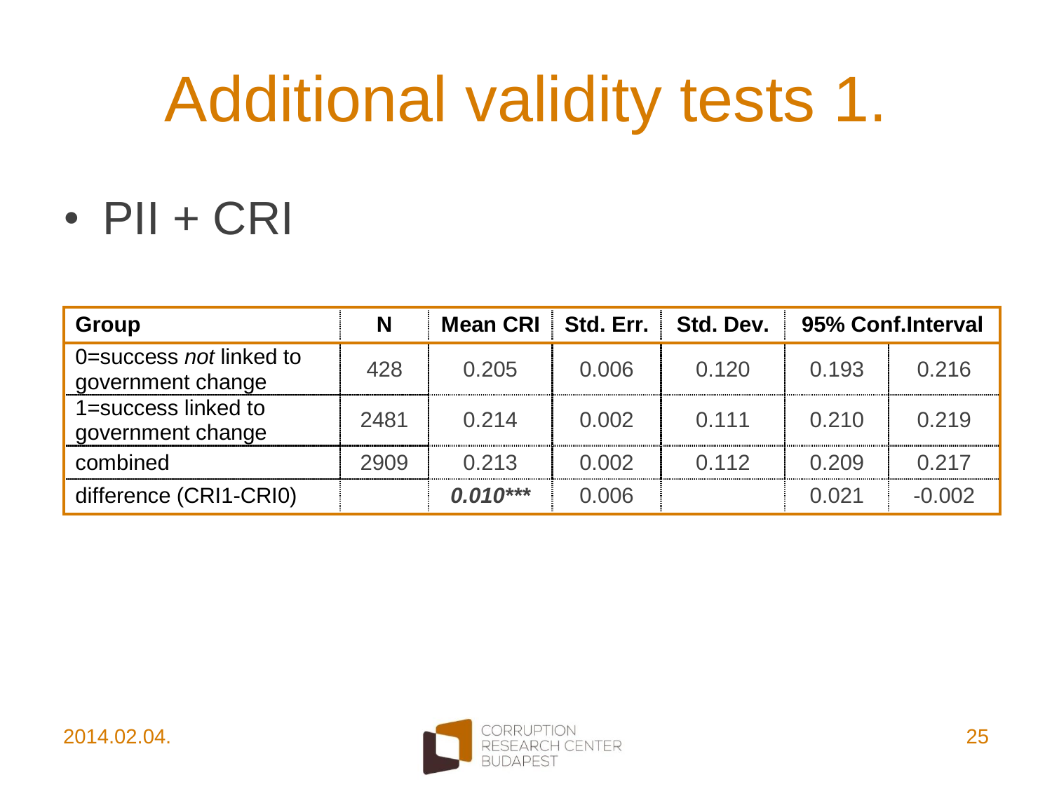# Additional validity tests 1.

- PII + CRI

| Group | N | Mean CRI | Std. Err. | Std. Dev. | 95% Conf.Interval | |
|---|---|---|---|---|---|---|
| 0=success *not* linked to government change | 428 | 0.205 | 0.006 | 0.120 | 0.193 | 0.216 |
| 1=success linked to government change | 2481 | 0.214 | 0.002 | 0.111 | 0.210 | 0.219 |
| combined | 2909 | 0.213 | 0.002 | 0.112 | 0.209 | 0.217 |
| difference (CRI1-CRI0) | | ***0.010**** | 0.006 | | 0.021 | -0.002 |

2014.02.04.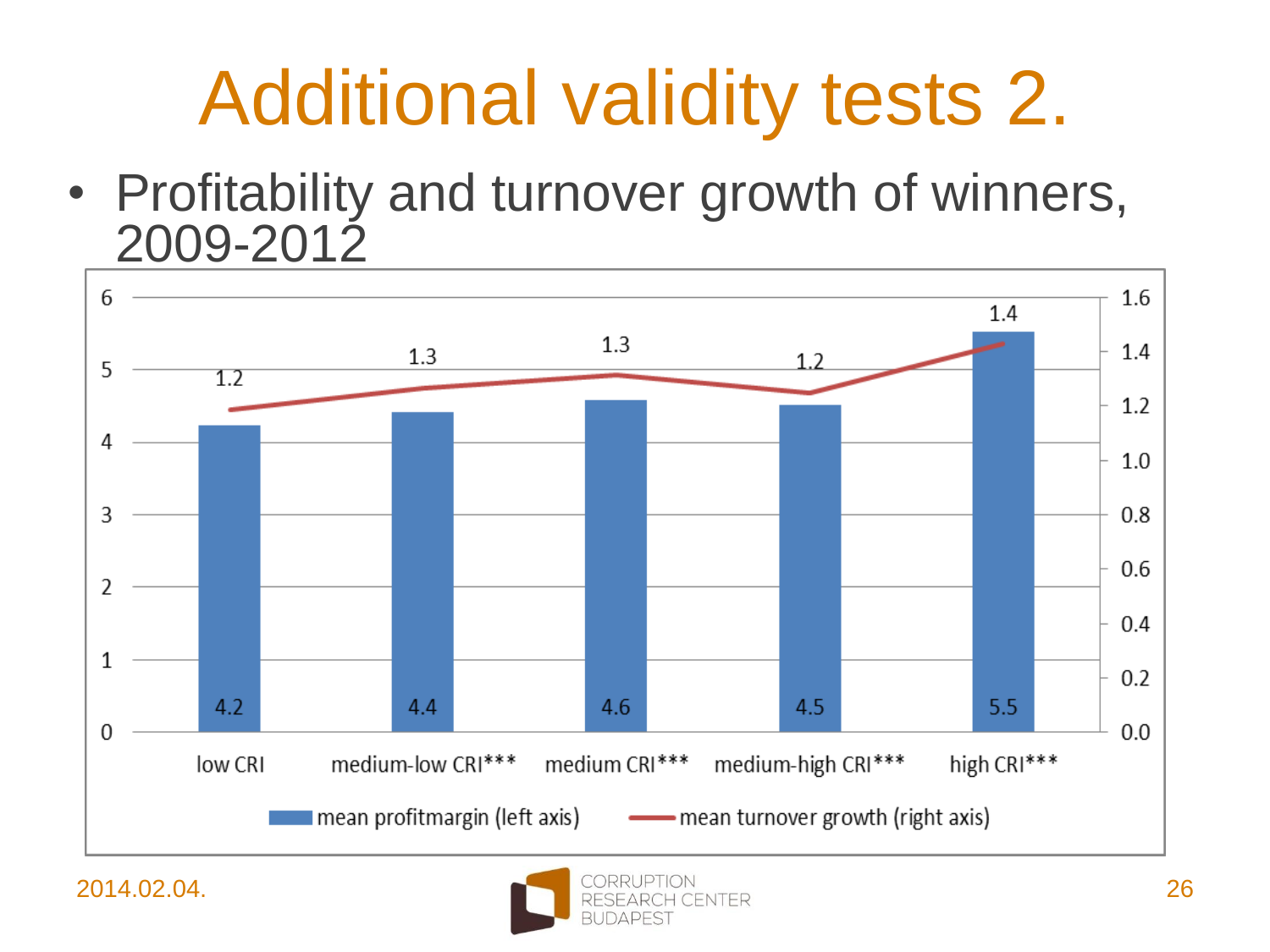# Additional validity tests 2.

- Profitability and turnover growth of winners, 2009-2012

| | low CRI | medium-low CRI*** | medium CRI*** | medium-high CRI*** | high CRI*** |
|---|---|---|---|---|---|
| mean profitmargin (left axis) | 4.2 | 4.4 | 4.6 | 4.5 | 5.5 |
| mean turnover growth (right axis) | 1.2 | 1.3 | 1.3 | 1.2 | 1.4 |

2014.02.04.

CORRUPTION RESEARCH CENTER BUDAPEST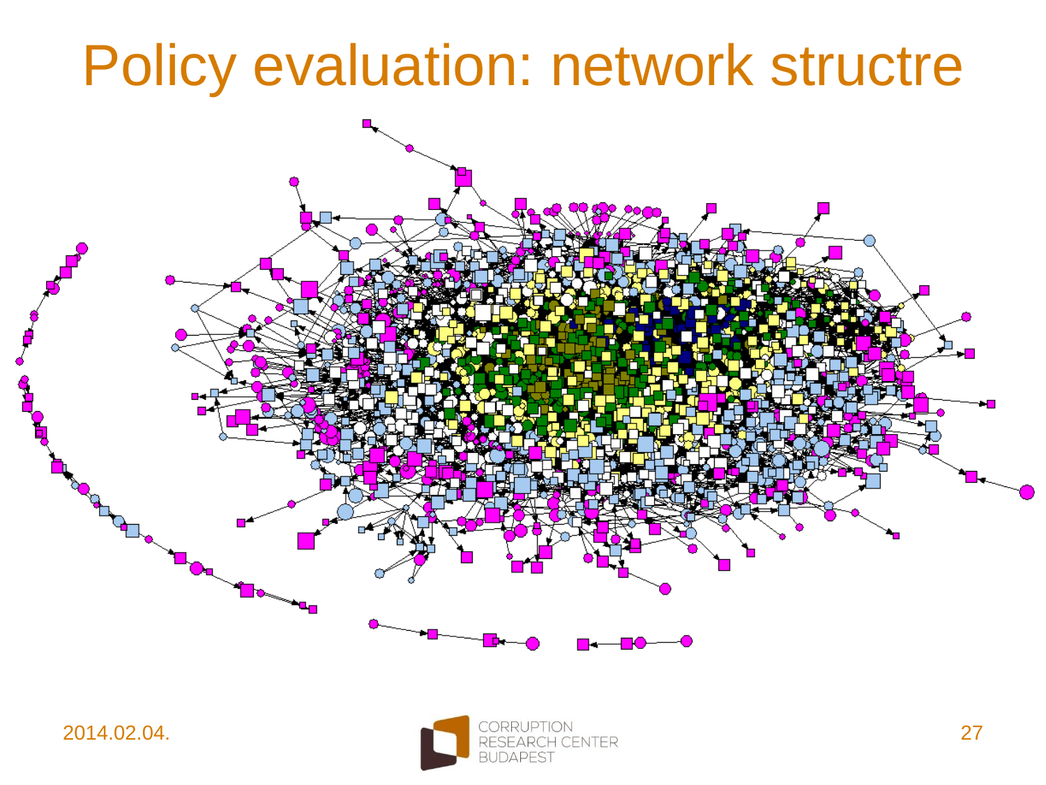# Policy evaluation: network structre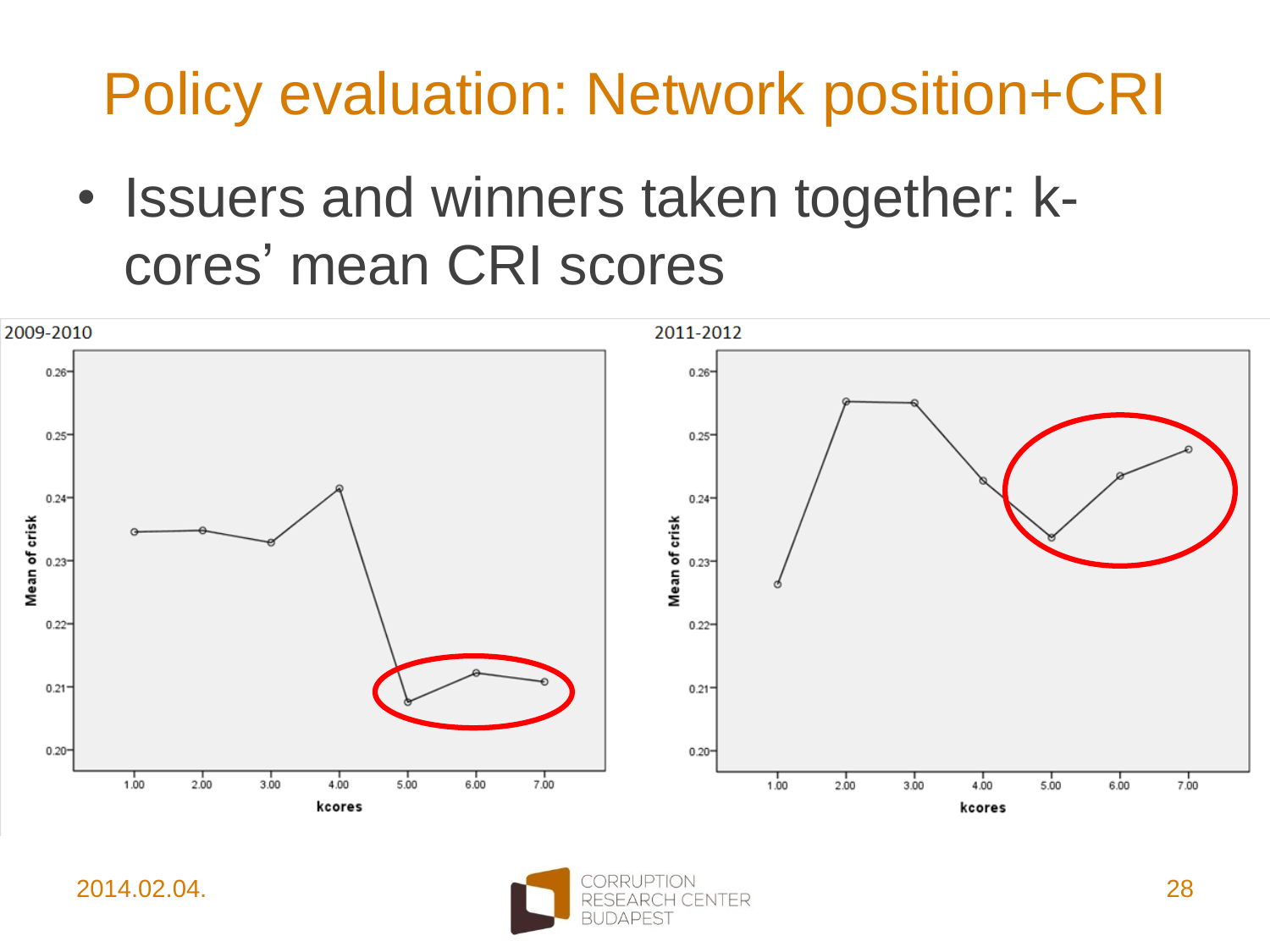# Policy evaluation: Network position+CRI

- Issuers and winners taken together: k-cores' mean CRI scores

2009-2010

Mean of crisk

0.26
0.25
0.24
0.23
0.22
0.21
0.20

1.00 2.00 3.00 4.00 5.00 6.00 7.00

kcores

2011-2012

Mean of crisk

0.26
0.25
0.24
0.23
0.22
0.21
0.20

1.00 2.00 3.00 4.00 5.00 6.00 7.00

kcores

2014.02.04.

CORRUPTION RESEARCH CENTER BUDAPEST